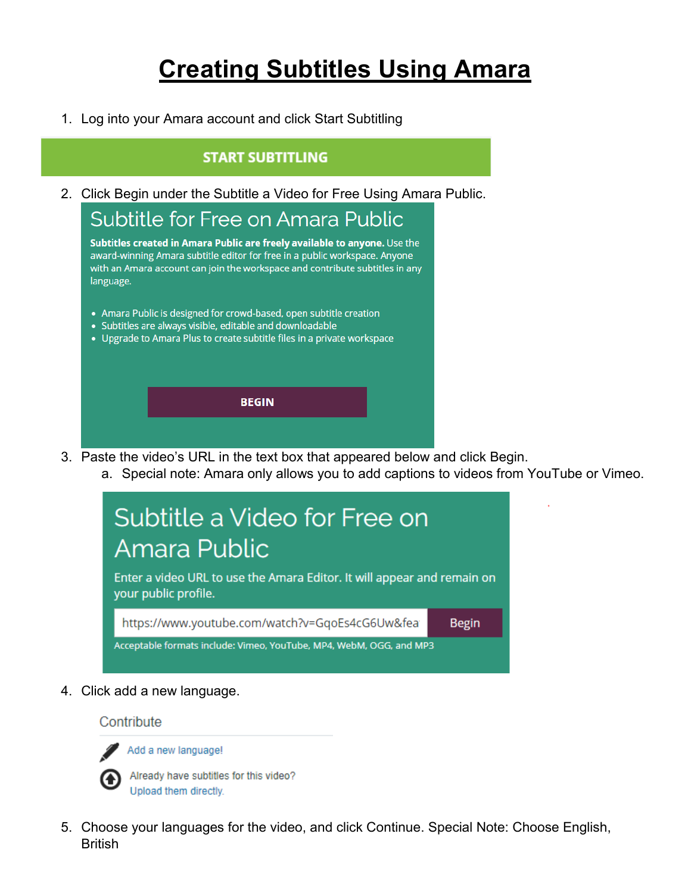# Creating Subtitles Using Amara

1. Log into your Amara account and click Start Subtitling

START SUBTITLING

2. Click Begin under the Subtitle a Video for Free Using Amara Public.

Subtitle for Free on Amara Public

**Subtitles created in Amara Public are freely available to anyone.** Use the award-winning Amara subtitle editor for free in a public workspace. Anyone with an Amara account can join the workspace and contribute subtitles in any language.

- Amara Public is designed for crowd-based, open subtitle creation
- Subtitles are always visible, editable and downloadable
- Upgrade to Amara Plus to create subtitle files in a private workspace

BEGIN

3. Paste the video's URL in the text box that appeared below and click Begin.
   a. Special note: Amara only allows you to add captions to videos from YouTube or Vimeo.

Subtitle a Video for Free on Amara Public

Enter a video URL to use the Amara Editor. It will appear and remain on your public profile.

https://www.youtube.com/watch?v=GqoEs4cG6Uw&fea Begin

Acceptable formats include: Vimeo, YouTube, MP4, WebM, OGG, and MP3

4. Click add a new language.

Contribute

Add a new language!

Already have subtitles for this video? Upload them directly.

5. Choose your languages for the video, and click Continue. Special Note: Choose English, British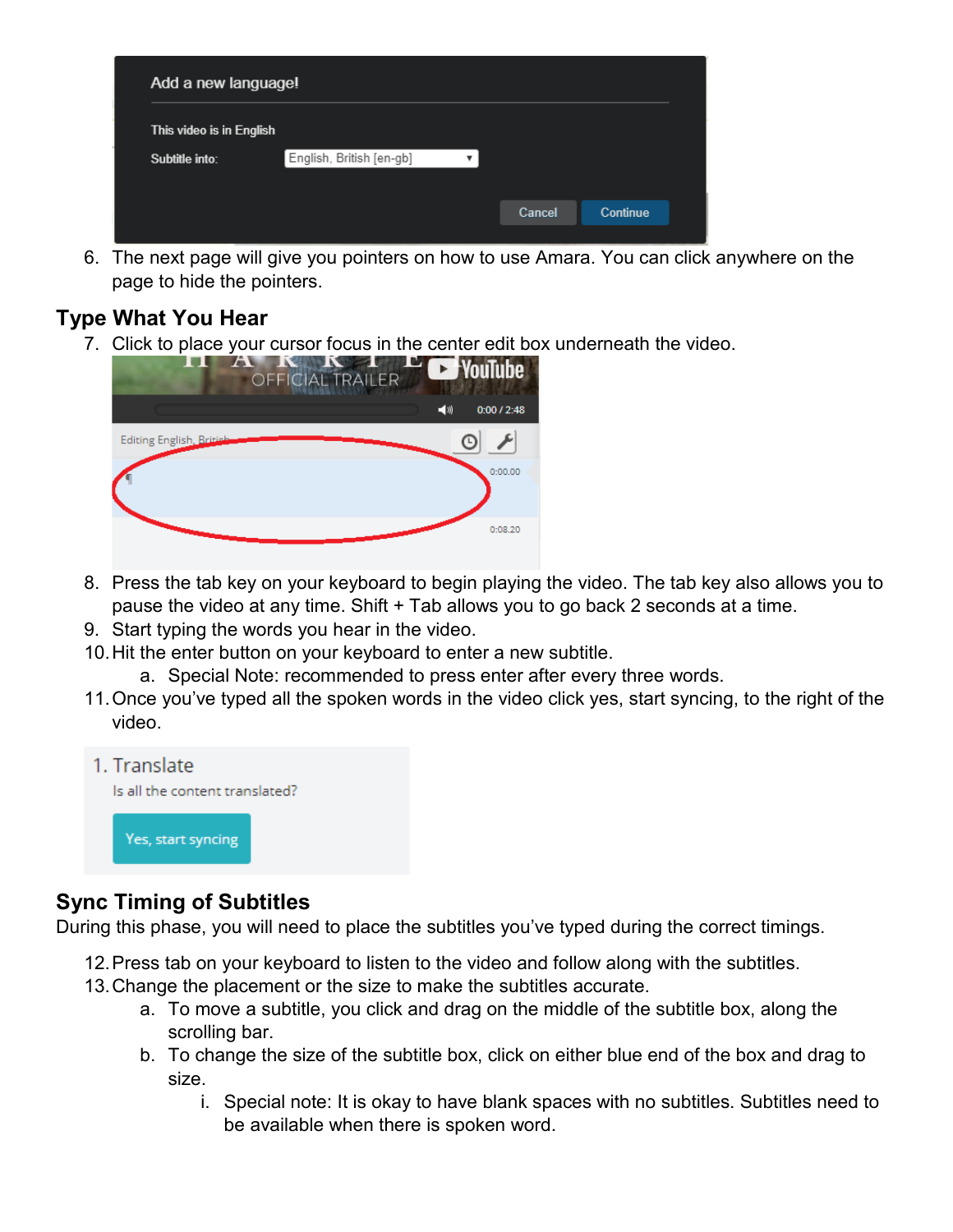6. The next page will give you pointers on how to use Amara. You can click anywhere on the page to hide the pointers.

## Type What You Hear

7. Click to place your cursor focus in the center edit box underneath the video.
8. Press the tab key on your keyboard to begin playing the video. The tab key also allows you to pause the video at any time. Shift + Tab allows you to go back 2 seconds at a time.
9. Start typing the words you hear in the video.
10. Hit the enter button on your keyboard to enter a new subtitle.
    a. Special Note: recommended to press enter after every three words.
11. Once you've typed all the spoken words in the video click yes, start syncing, to the right of the video.

## Sync Timing of Subtitles

During this phase, you will need to place the subtitles you've typed during the correct timings.

12. Press tab on your keyboard to listen to the video and follow along with the subtitles.
13. Change the placement or the size to make the subtitles accurate.
    a. To move a subtitle, you click and drag on the middle of the subtitle box, along the scrolling bar.
    b. To change the size of the subtitle box, click on either blue end of the box and drag to size.
        i. Special note: It is okay to have blank spaces with no subtitles. Subtitles need to be available when there is spoken word.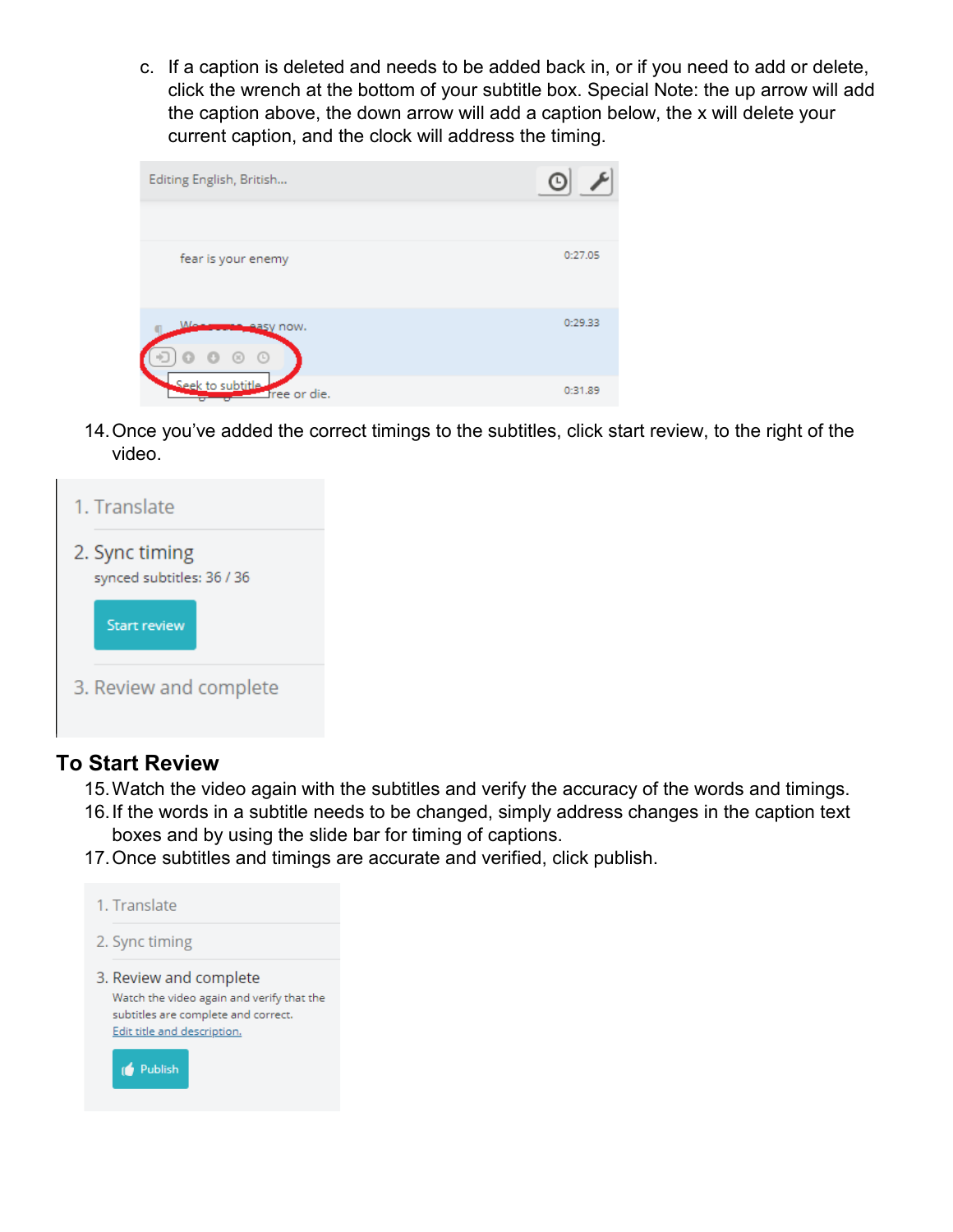c. If a caption is deleted and needs to be added back in, or if you need to add or delete, click the wrench at the bottom of your subtitle box. Special Note: the up arrow will add the caption above, the down arrow will add a caption below, the x will delete your current caption, and the clock will address the timing.

14. Once you've added the correct timings to the subtitles, click start review, to the right of the video.

## To Start Review

15. Watch the video again with the subtitles and verify the accuracy of the words and timings.
16. If the words in a subtitle needs to be changed, simply address changes in the caption text boxes and by using the slide bar for timing of captions.
17. Once subtitles and timings are accurate and verified, click publish.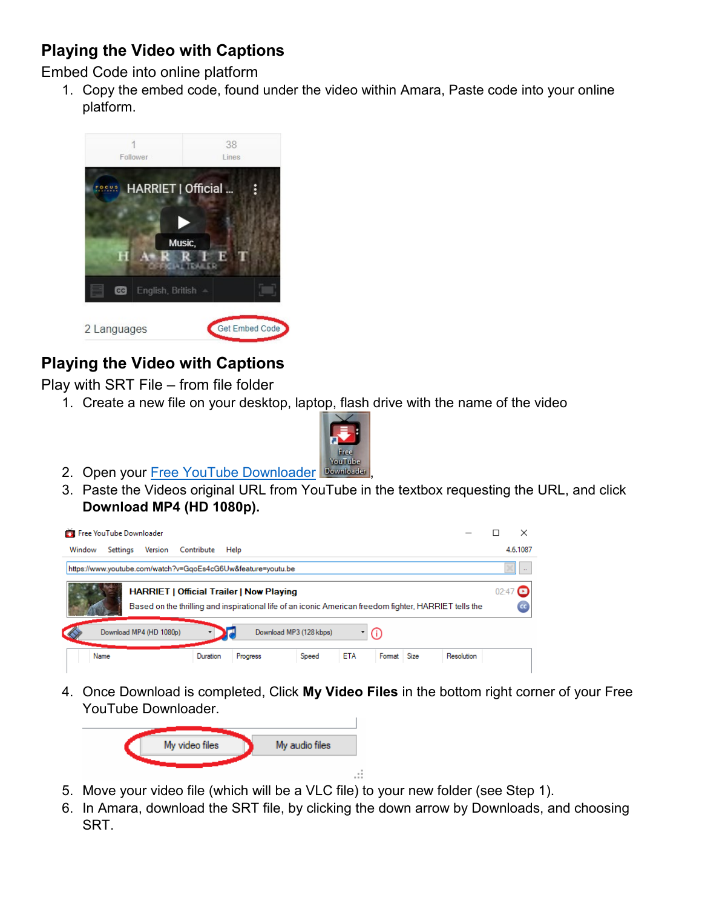## Playing the Video with Captions

Embed Code into online platform

1. Copy the embed code, found under the video within Amara, Paste code into your online platform.

## Playing the Video with Captions

Play with SRT File – from file folder

1. Create a new file on your desktop, laptop, flash drive with the name of the video
2. Open your [Free YouTube Downloader](#),
3. Paste the Videos original URL from YouTube in the textbox requesting the URL, and click **Download MP4 (HD 1080p).**
4. Once Download is completed, Click **My Video Files** in the bottom right corner of your Free YouTube Downloader.
5. Move your video file (which will be a VLC file) to your new folder (see Step 1).
6. In Amara, download the SRT file, by clicking the down arrow by Downloads, and choosing SRT.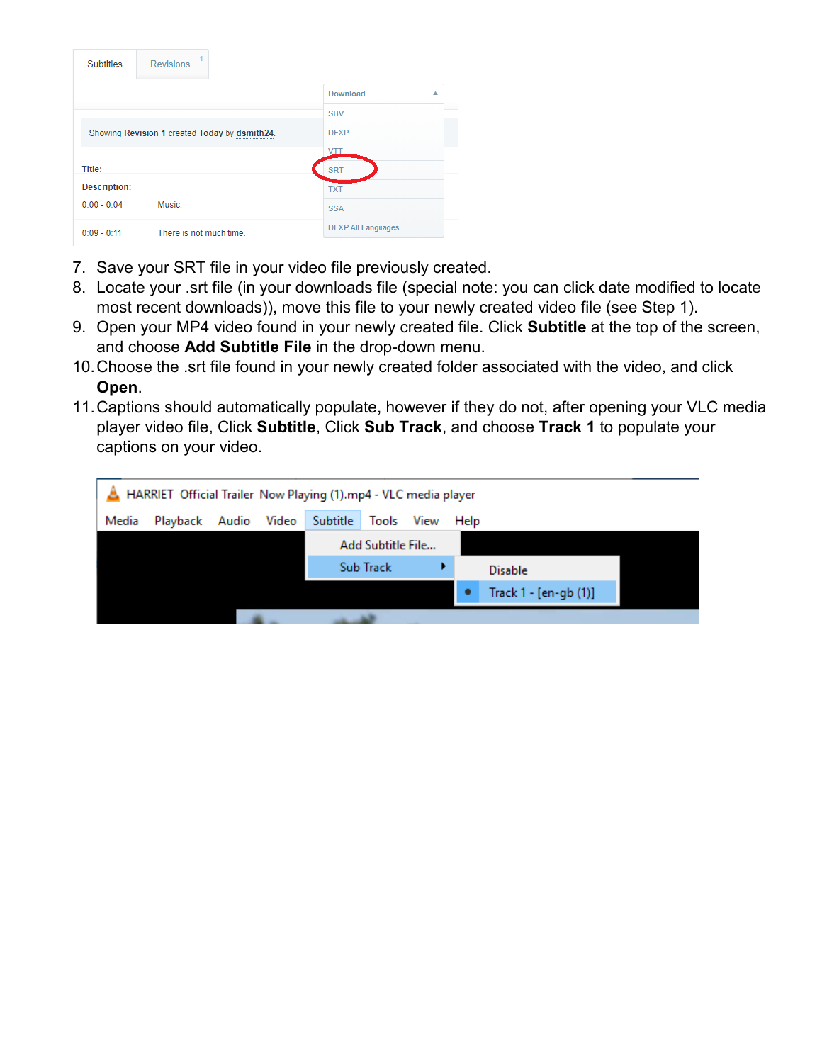7. Save your SRT file in your video file previously created.
8. Locate your .srt file (in your downloads file (special note: you can click date modified to locate most recent downloads)), move this file to your newly created video file (see Step 1).
9. Open your MP4 video found in your newly created file. Click **Subtitle** at the top of the screen, and choose **Add Subtitle File** in the drop-down menu.
10. Choose the .srt file found in your newly created folder associated with the video, and click **Open**.
11. Captions should automatically populate, however if they do not, after opening your VLC media player video file, Click **Subtitle**, Click **Sub Track**, and choose **Track 1** to populate your captions on your video.